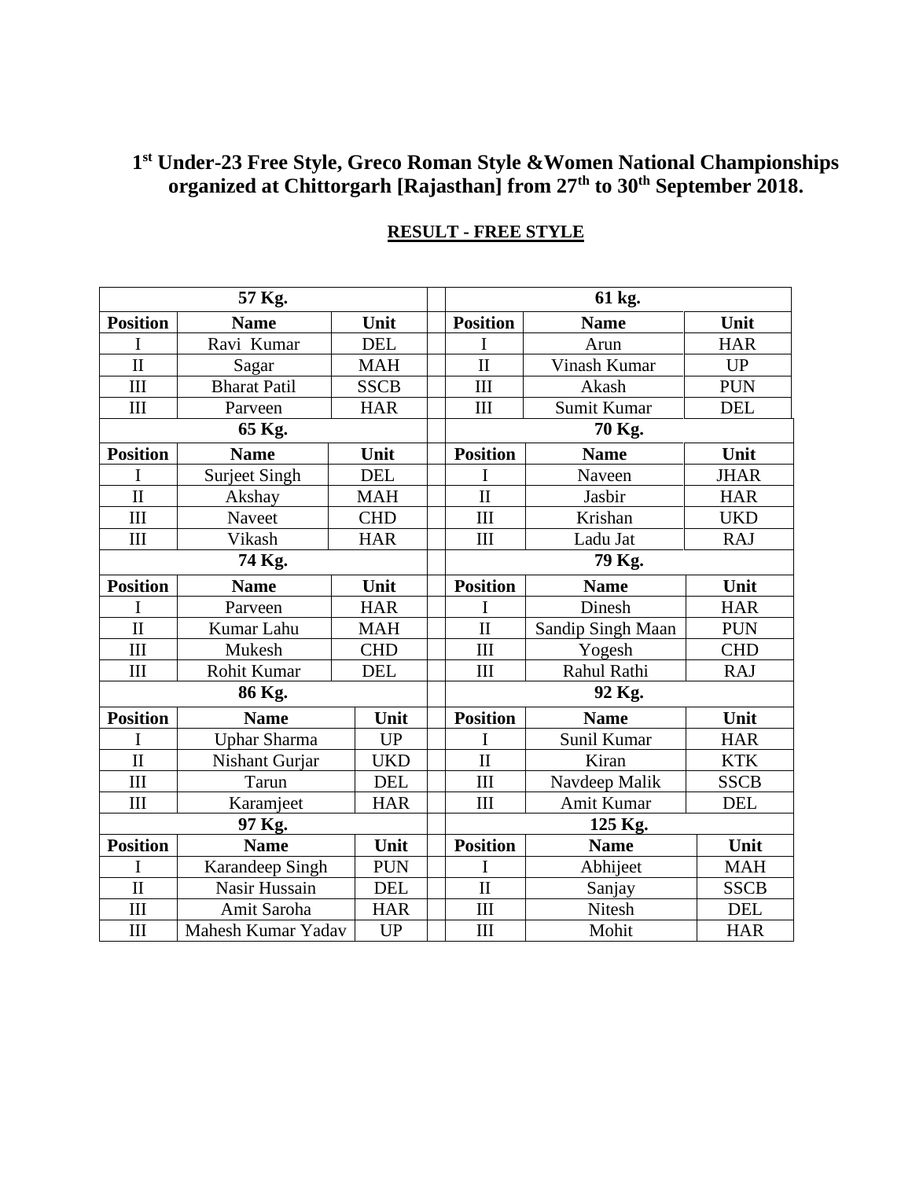# 1st Under-23 Free Style, Greco Roman Style &Women National Championships organized at Chittorgarh [Rajasthan] from 27th to 30th September 2018.

## RESULT - FREE STYLE

| 57 Kg. | | | | 61 kg. | | |
|---|---|---|---|---|---|---|
| **Position** | **Name** | **Unit** | | **Position** | **Name** | **Unit** |
| I | Ravi Kumar | DEL | | I | Arun | HAR |
| II | Sagar | MAH | | II | Vinash Kumar | UP |
| III | Bharat Patil | SSCB | | III | Akash | PUN |
| III | Parveen | HAR | | III | Sumit Kumar | DEL |
| **65 Kg.** | | | | **70 Kg.** | | |
| **Position** | **Name** | **Unit** | | **Position** | **Name** | **Unit** |
| I | Surjeet Singh | DEL | | I | Naveen | JHAR |
| II | Akshay | MAH | | II | Jasbir | HAR |
| III | Naveet | CHD | | III | Krishan | UKD |
| III | Vikash | HAR | | III | Ladu Jat | RAJ |
| **74 Kg.** | | | | **79 Kg.** | | |
| **Position** | **Name** | **Unit** | | **Position** | **Name** | **Unit** |
| I | Parveen | HAR | | I | Dinesh | HAR |
| II | Kumar Lahu | MAH | | II | Sandip Singh Maan | PUN |
| III | Mukesh | CHD | | III | Yogesh | CHD |
| III | Rohit Kumar | DEL | | III | Rahul Rathi | RAJ |
| **86 Kg.** | | | | **92 Kg.** | | |
| **Position** | **Name** | **Unit** | | **Position** | **Name** | **Unit** |
| I | Uphar Sharma | UP | | I | Sunil Kumar | HAR |
| II | Nishant Gurjar | UKD | | II | Kiran | KTK |
| III | Tarun | DEL | | III | Navdeep Malik | SSCB |
| III | Karamjeet | HAR | | III | Amit Kumar | DEL |
| **97 Kg.** | | | | **125 Kg.** | | |
| **Position** | **Name** | **Unit** | | **Position** | **Name** | **Unit** |
| I | Karandeep Singh | PUN | | I | Abhijeet | MAH |
| II | Nasir Hussain | DEL | | II | Sanjay | SSCB |
| III | Amit Saroha | HAR | | III | Nitesh | DEL |
| III | Mahesh Kumar Yadav | UP | | III | Mohit | HAR |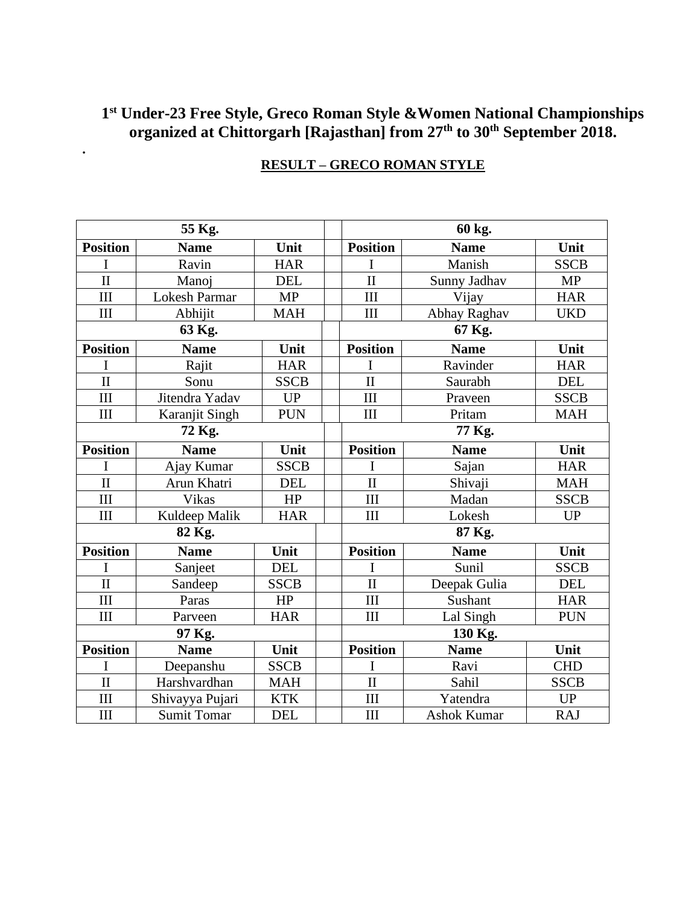# 1st Under-23 Free Style, Greco Roman Style &Women National Championships organized at Chittorgarh [Rajasthan] from 27th to 30th September 2018.

.

**RESULT – GRECO ROMAN STYLE**

| 55 Kg. | | | | 60 kg. | | |
|---|---|---|---|---|---|---|
| **Position** | **Name** | **Unit** | | **Position** | **Name** | **Unit** |
| I | Ravin | HAR | | I | Manish | SSCB |
| II | Manoj | DEL | | II | Sunny Jadhav | MP |
| III | Lokesh Parmar | MP | | III | Vijay | HAR |
| III | Abhijit | MAH | | III | Abhay Raghav | UKD |
| **63 Kg.** | | | | **67 Kg.** | | |
| **Position** | **Name** | **Unit** | | **Position** | **Name** | **Unit** |
| I | Rajit | HAR | | I | Ravinder | HAR |
| II | Sonu | SSCB | | II | Saurabh | DEL |
| III | Jitendra Yadav | UP | | III | Praveen | SSCB |
| III | Karanjit Singh | PUN | | III | Pritam | MAH |
| **72 Kg.** | | | | **77 Kg.** | | |
| **Position** | **Name** | **Unit** | | **Position** | **Name** | **Unit** |
| I | Ajay Kumar | SSCB | | I | Sajan | HAR |
| II | Arun Khatri | DEL | | II | Shivaji | MAH |
| III | Vikas | HP | | III | Madan | SSCB |
| III | Kuldeep Malik | HAR | | III | Lokesh | UP |
| **82 Kg.** | | | | **87 Kg.** | | |
| **Position** | **Name** | **Unit** | | **Position** | **Name** | **Unit** |
| I | Sanjeet | DEL | | I | Sunil | SSCB |
| II | Sandeep | SSCB | | II | Deepak Gulia | DEL |
| III | Paras | HP | | III | Sushant | HAR |
| III | Parveen | HAR | | III | Lal Singh | PUN |
| **97 Kg.** | | | | **130 Kg.** | | |
| **Position** | **Name** | **Unit** | | **Position** | **Name** | **Unit** |
| I | Deepanshu | SSCB | | I | Ravi | CHD |
| II | Harshvardhan | MAH | | II | Sahil | SSCB |
| III | Shivayya Pujari | KTK | | III | Yatendra | UP |
| III | Sumit Tomar | DEL | | III | Ashok Kumar | RAJ |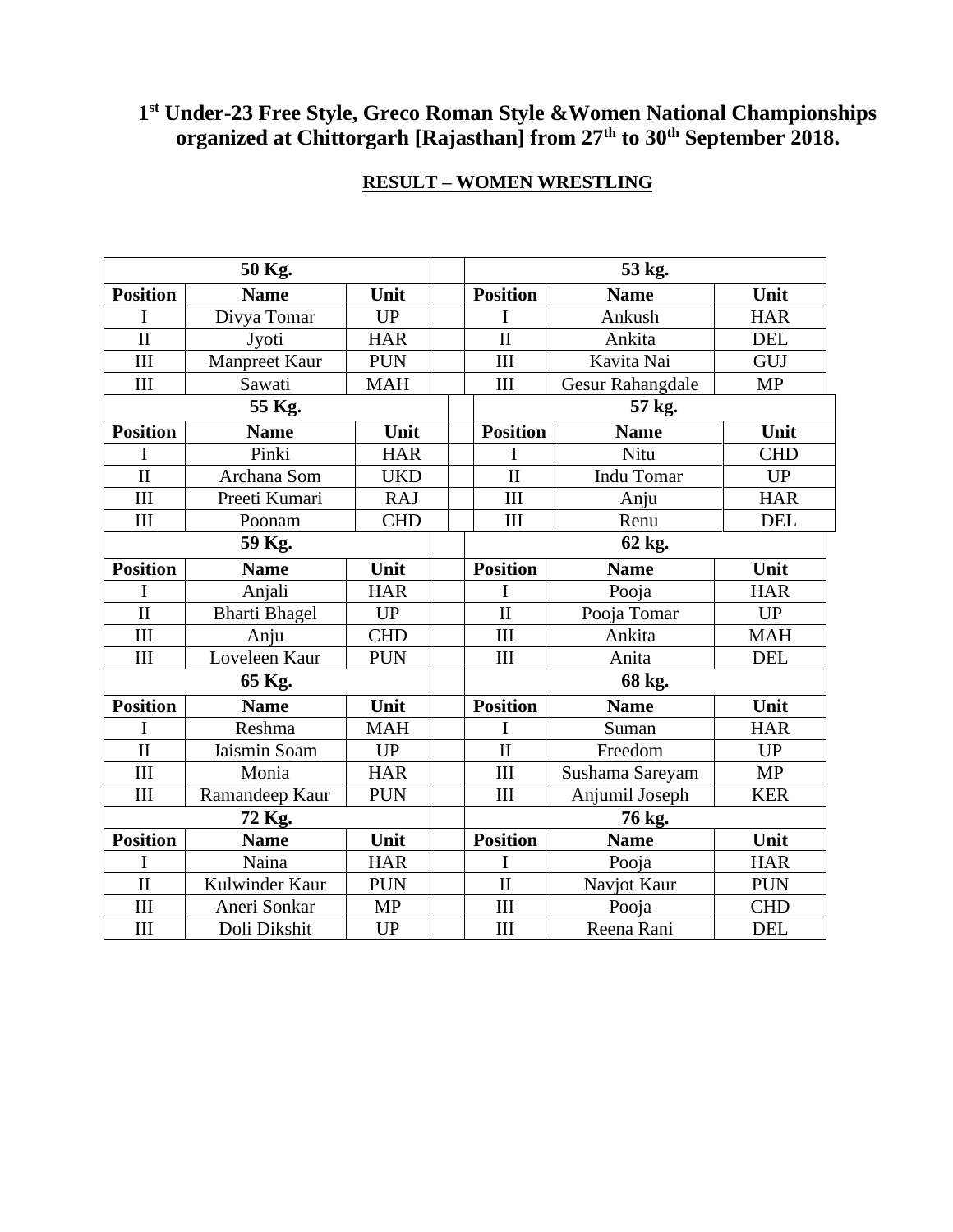# 1st Under-23 Free Style, Greco Roman Style &Women National Championships organized at Chittorgarh [Rajasthan] from 27th to 30th September 2018.

## RESULT – WOMEN WRESTLING

| 50 Kg. | | | | 53 kg. | | |
|---|---|---|---|---|---|---|
| **Position** | **Name** | **Unit** | | **Position** | **Name** | **Unit** |
| I | Divya Tomar | UP | | I | Ankush | HAR |
| II | Jyoti | HAR | | II | Ankita | DEL |
| III | Manpreet Kaur | PUN | | III | Kavita Nai | GUJ |
| III | Sawati | MAH | | III | Gesur Rahangdale | MP |
| **55 Kg.** | | | | **57 kg.** | | |
| **Position** | **Name** | **Unit** | | **Position** | **Name** | **Unit** |
| I | Pinki | HAR | | I | Nitu | CHD |
| II | Archana Som | UKD | | II | Indu Tomar | UP |
| III | Preeti Kumari | RAJ | | III | Anju | HAR |
| III | Poonam | CHD | | III | Renu | DEL |
| **59 Kg.** | | | | **62 kg.** | | |
| **Position** | **Name** | **Unit** | | **Position** | **Name** | **Unit** |
| I | Anjali | HAR | | I | Pooja | HAR |
| II | Bharti Bhagel | UP | | II | Pooja Tomar | UP |
| III | Anju | CHD | | III | Ankita | MAH |
| III | Loveleen Kaur | PUN | | III | Anita | DEL |
| **65 Kg.** | | | | **68 kg.** | | |
| **Position** | **Name** | **Unit** | | **Position** | **Name** | **Unit** |
| I | Reshma | MAH | | I | Suman | HAR |
| II | Jaismin Soam | UP | | II | Freedom | UP |
| III | Monia | HAR | | III | Sushama Sareyam | MP |
| III | Ramandeep Kaur | PUN | | III | Anjumil Joseph | KER |
| **72 Kg.** | | | | **76 kg.** | | |
| **Position** | **Name** | **Unit** | | **Position** | **Name** | **Unit** |
| I | Naina | HAR | | I | Pooja | HAR |
| II | Kulwinder Kaur | PUN | | II | Navjot Kaur | PUN |
| III | Aneri Sonkar | MP | | III | Pooja | CHD |
| III | Doli Dikshit | UP | | III | Reena Rani | DEL |